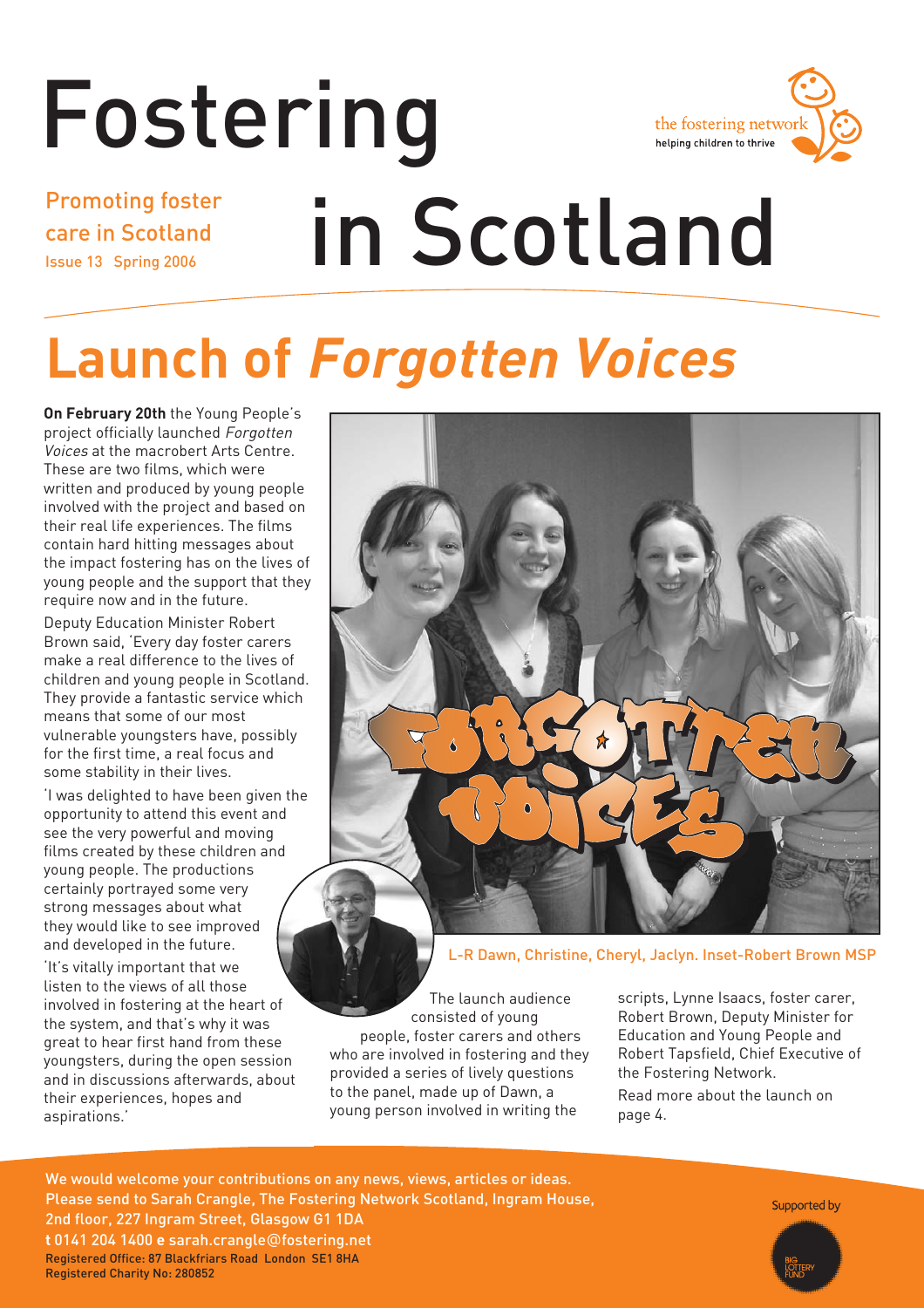# Fostering in Scotland

Promoting foster care in Scotland

Issue 13 Spring 2006

the fostering network
helping children to thrive

## Launch of *Forgotten Voices*

**On February 20th** the Young People's project officially launched *Forgotten Voices* at the macrobert Arts Centre. These are two films, which were written and produced by young people involved with the project and based on their real life experiences. The films contain hard hitting messages about the impact fostering has on the lives of young people and the support that they require now and in the future.

Deputy Education Minister Robert Brown said, 'Every day foster carers make a real difference to the lives of children and young people in Scotland. They provide a fantastic service which means that some of our most vulnerable youngsters have, possibly for the first time, a real focus and some stability in their lives.

'I was delighted to have been given the opportunity to attend this event and see the very powerful and moving films created by these children and young people. The productions certainly portrayed some very strong messages about what they would like to see improved and developed in the future.

'It's vitally important that we listen to the views of all those involved in fostering at the heart of the system, and that's why it was great to hear first hand from these youngsters, during the open session and in discussions afterwards, about their experiences, hopes and aspirations.'

L-R Dawn, Christine, Cheryl, Jaclyn. Inset-Robert Brown MSP

The launch audience consisted of young people, foster carers and others who are involved in fostering and they provided a series of lively questions to the panel, made up of Dawn, a young person involved in writing the scripts, Lynne Isaacs, foster carer, Robert Brown, Deputy Minister for Education and Young People and Robert Tapsfield, Chief Executive of the Fostering Network.

Read more about the launch on page 4.

We would welcome your contributions on any news, views, articles or ideas. Please send to Sarah Crangle, The Fostering Network Scotland, Ingram House, 2nd floor, 227 Ingram Street, Glasgow G1 1DA
**t** 0141 204 1400 **e** sarah.crangle@fostering.net
Registered Office: 87 Blackfriars Road London SE1 8HA
Registered Charity No: 280852

Supported by Big Lottery Fund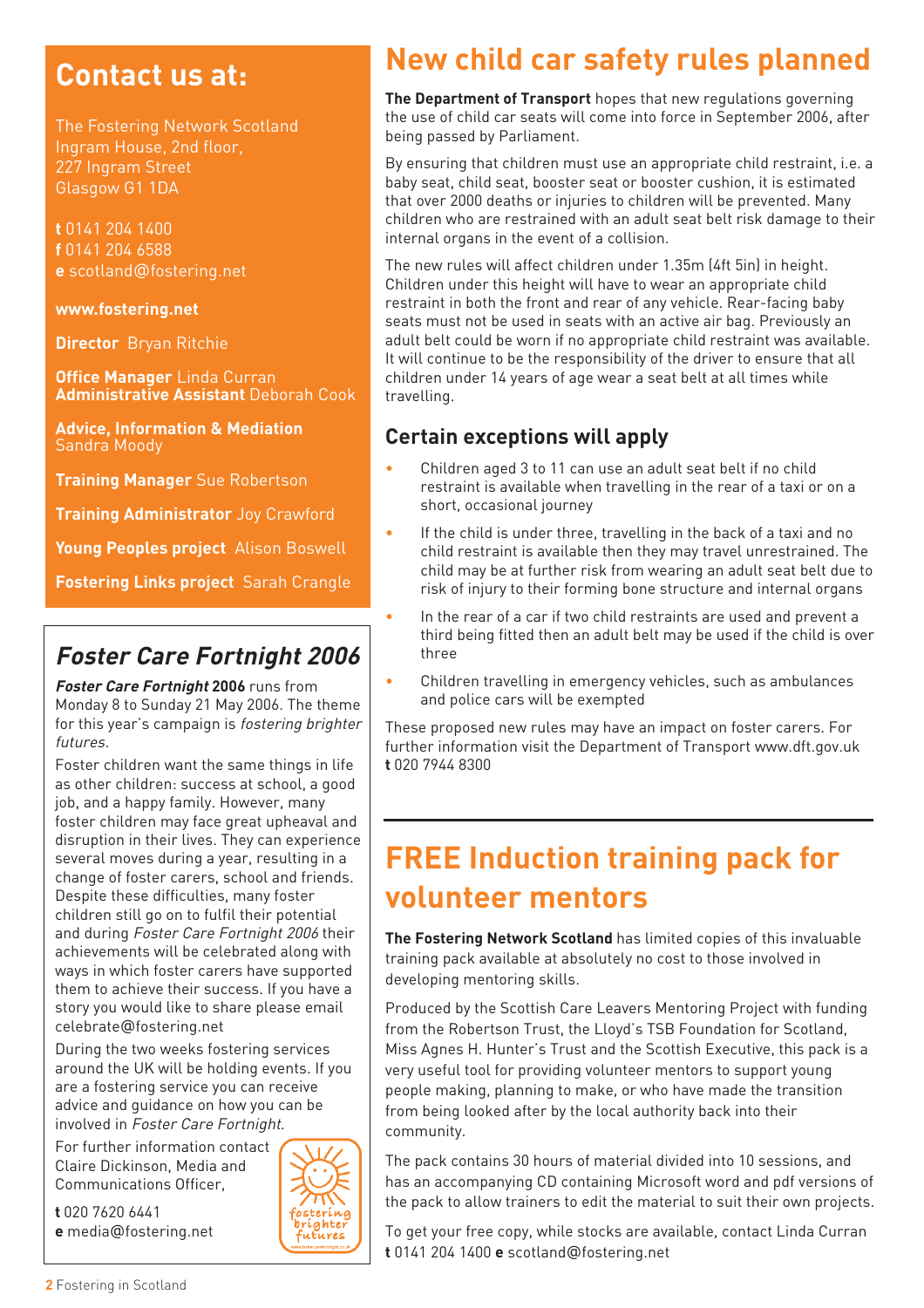## Contact us at:

The Fostering Network Scotland
Ingram House, 2nd floor,
227 Ingram Street
Glasgow G1 1DA

**t** 0141 204 1400
**f** 0141 204 6588
**e** scotland@fostering.net

**www.fostering.net**

**Director** Bryan Ritchie

**Office Manager** Linda Curran
**Administrative Assistant** Deborah Cook

**Advice, Information & Mediation** Sandra Moody

**Training Manager** Sue Robertson

**Training Administrator** Joy Crawford

**Young Peoples project** Alison Boswell

**Fostering Links project** Sarah Crangle

## *Foster Care Fortnight 2006*

***Foster Care Fortnight* 2006** runs from Monday 8 to Sunday 21 May 2006. The theme for this year's campaign is *fostering brighter futures.*

Foster children want the same things in life as other children: success at school, a good job, and a happy family. However, many foster children may face great upheaval and disruption in their lives. They can experience several moves during a year, resulting in a change of foster carers, school and friends. Despite these difficulties, many foster children still go on to fulfil their potential and during *Foster Care Fortnight 2006* their achievements will be celebrated along with ways in which foster carers have supported them to achieve their success. If you have a story you would like to share please email celebrate@fostering.net

During the two weeks fostering services around the UK will be holding events. If you are a fostering service you can receive advice and guidance on how you can be involved in *Foster Care Fortnight.*

For further information contact Claire Dickinson, Media and Communications Officer,

**t** 020 7620 6441
**e** media@fostering.net

# New child car safety rules planned

**The Department of Transport** hopes that new regulations governing the use of child car seats will come into force in September 2006, after being passed by Parliament.

By ensuring that children must use an appropriate child restraint, i.e. a baby seat, child seat, booster seat or booster cushion, it is estimated that over 2000 deaths or injuries to children will be prevented. Many children who are restrained with an adult seat belt risk damage to their internal organs in the event of a collision.

The new rules will affect children under 1.35m (4ft 5in) in height. Children under this height will have to wear an appropriate child restraint in both the front and rear of any vehicle. Rear-facing baby seats must not be used in seats with an active air bag. Previously an adult belt could be worn if no appropriate child restraint was available. It will continue to be the responsibility of the driver to ensure that all children under 14 years of age wear a seat belt at all times while travelling.

### Certain exceptions will apply

- Children aged 3 to 11 can use an adult seat belt if no child restraint is available when travelling in the rear of a taxi or on a short, occasional journey
- If the child is under three, travelling in the back of a taxi and no child restraint is available then they may travel unrestrained. The child may be at further risk from wearing an adult seat belt due to risk of injury to their forming bone structure and internal organs
- In the rear of a car if two child restraints are used and prevent a third being fitted then an adult belt may be used if the child is over three
- Children travelling in emergency vehicles, such as ambulances and police cars will be exempted

These proposed new rules may have an impact on foster carers. For further information visit the Department of Transport www.dft.gov.uk
**t** 020 7944 8300

# FREE Induction training pack for volunteer mentors

**The Fostering Network Scotland** has limited copies of this invaluable training pack available at absolutely no cost to those involved in developing mentoring skills.

Produced by the Scottish Care Leavers Mentoring Project with funding from the Robertson Trust, the Lloyd's TSB Foundation for Scotland, Miss Agnes H. Hunter's Trust and the Scottish Executive, this pack is a very useful tool for providing volunteer mentors to support young people making, planning to make, or who have made the transition from being looked after by the local authority back into their community.

The pack contains 30 hours of material divided into 10 sessions, and has an accompanying CD containing Microsoft word and pdf versions of the pack to allow trainers to edit the material to suit their own projects.

To get your free copy, while stocks are available, contact Linda Curran
**t** 0141 204 1400 **e** scotland@fostering.net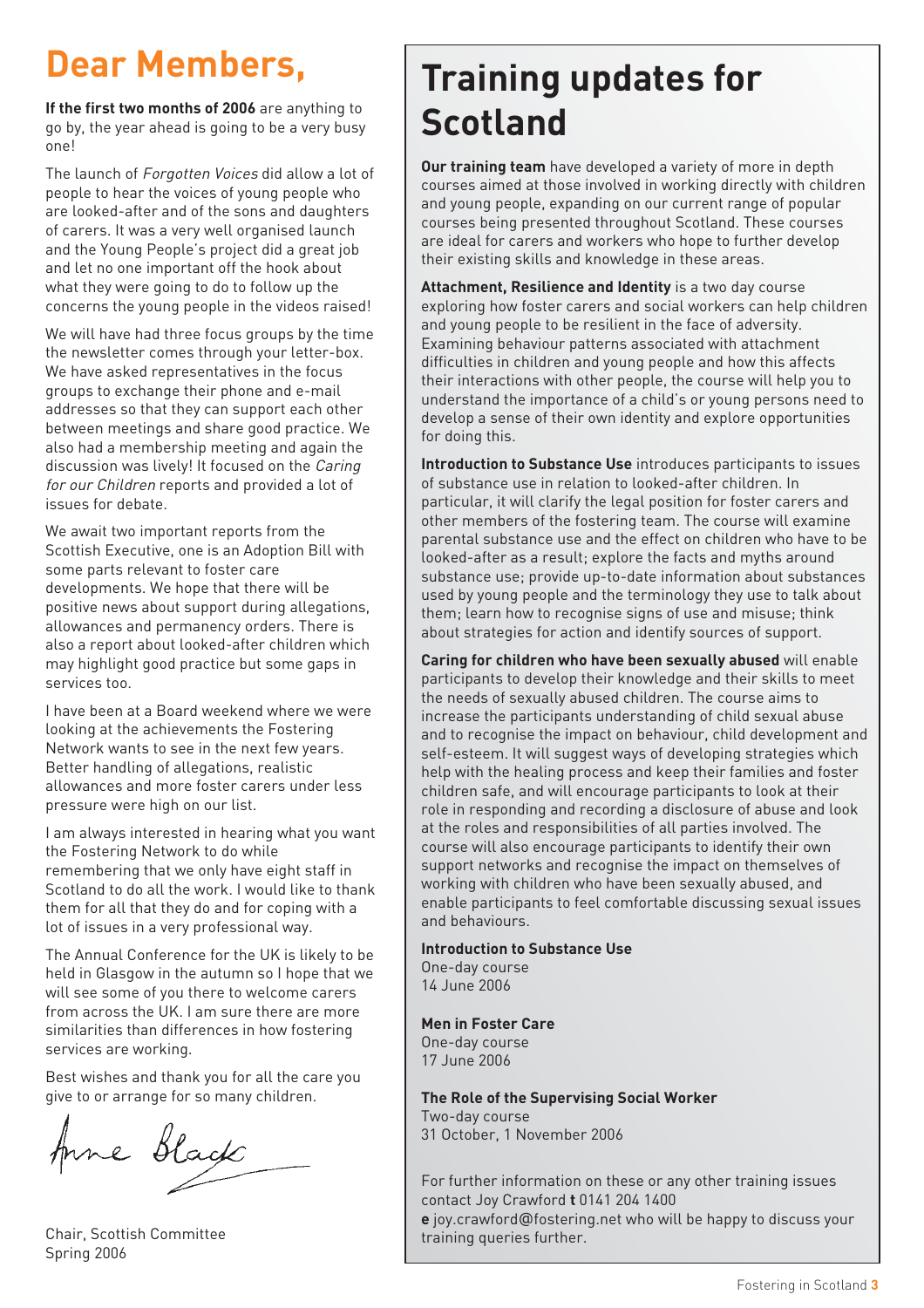# Dear Members,

**If the first two months of 2006** are anything to go by, the year ahead is going to be a very busy one!

The launch of *Forgotten Voices* did allow a lot of people to hear the voices of young people who are looked-after and of the sons and daughters of carers. It was a very well organised launch and the Young People's project did a great job and let no one important off the hook about what they were going to do to follow up the concerns the young people in the videos raised!

We will have had three focus groups by the time the newsletter comes through your letter-box. We have asked representatives in the focus groups to exchange their phone and e-mail addresses so that they can support each other between meetings and share good practice. We also had a membership meeting and again the discussion was lively! It focused on the *Caring for our Children* reports and provided a lot of issues for debate.

We await two important reports from the Scottish Executive, one is an Adoption Bill with some parts relevant to foster care developments. We hope that there will be positive news about support during allegations, allowances and permanency orders. There is also a report about looked-after children which may highlight good practice but some gaps in services too.

I have been at a Board weekend where we were looking at the achievements the Fostering Network wants to see in the next few years. Better handling of allegations, realistic allowances and more foster carers under less pressure were high on our list.

I am always interested in hearing what you want the Fostering Network to do while remembering that we only have eight staff in Scotland to do all the work. I would like to thank them for all that they do and for coping with a lot of issues in a very professional way.

The Annual Conference for the UK is likely to be held in Glasgow in the autumn so I hope that we will see some of you there to welcome carers from across the UK. I am sure there are more similarities than differences in how fostering services are working.

Best wishes and thank you for all the care you give to or arrange for so many children.

Anne Black

Chair, Scottish Committee
Spring 2006

# Training updates for Scotland

**Our training team** have developed a variety of more in depth courses aimed at those involved in working directly with children and young people, expanding on our current range of popular courses being presented throughout Scotland. These courses are ideal for carers and workers who hope to further develop their existing skills and knowledge in these areas.

**Attachment, Resilience and Identity** is a two day course exploring how foster carers and social workers can help children and young people to be resilient in the face of adversity. Examining behaviour patterns associated with attachment difficulties in children and young people and how this affects their interactions with other people, the course will help you to understand the importance of a child's or young persons need to develop a sense of their own identity and explore opportunities for doing this.

**Introduction to Substance Use** introduces participants to issues of substance use in relation to looked-after children. In particular, it will clarify the legal position for foster carers and other members of the fostering team. The course will examine parental substance use and the effect on children who have to be looked-after as a result; explore the facts and myths around substance use; provide up-to-date information about substances used by young people and the terminology they use to talk about them; learn how to recognise signs of use and misuse; think about strategies for action and identify sources of support.

**Caring for children who have been sexually abused** will enable participants to develop their knowledge and their skills to meet the needs of sexually abused children. The course aims to increase the participants understanding of child sexual abuse and to recognise the impact on behaviour, child development and self-esteem. It will suggest ways of developing strategies which help with the healing process and keep their families and foster children safe, and will encourage participants to look at their role in responding and recording a disclosure of abuse and look at the roles and responsibilities of all parties involved. The course will also encourage participants to identify their own support networks and recognise the impact on themselves of working with children who have been sexually abused, and enable participants to feel comfortable discussing sexual issues and behaviours.

**Introduction to Substance Use**
One-day course
14 June 2006

**Men in Foster Care**
One-day course
17 June 2006

**The Role of the Supervising Social Worker**
Two-day course
31 October, 1 November 2006

For further information on these or any other training issues contact Joy Crawford **t** 0141 204 1400
**e** joy.crawford@fostering.net who will be happy to discuss your training queries further.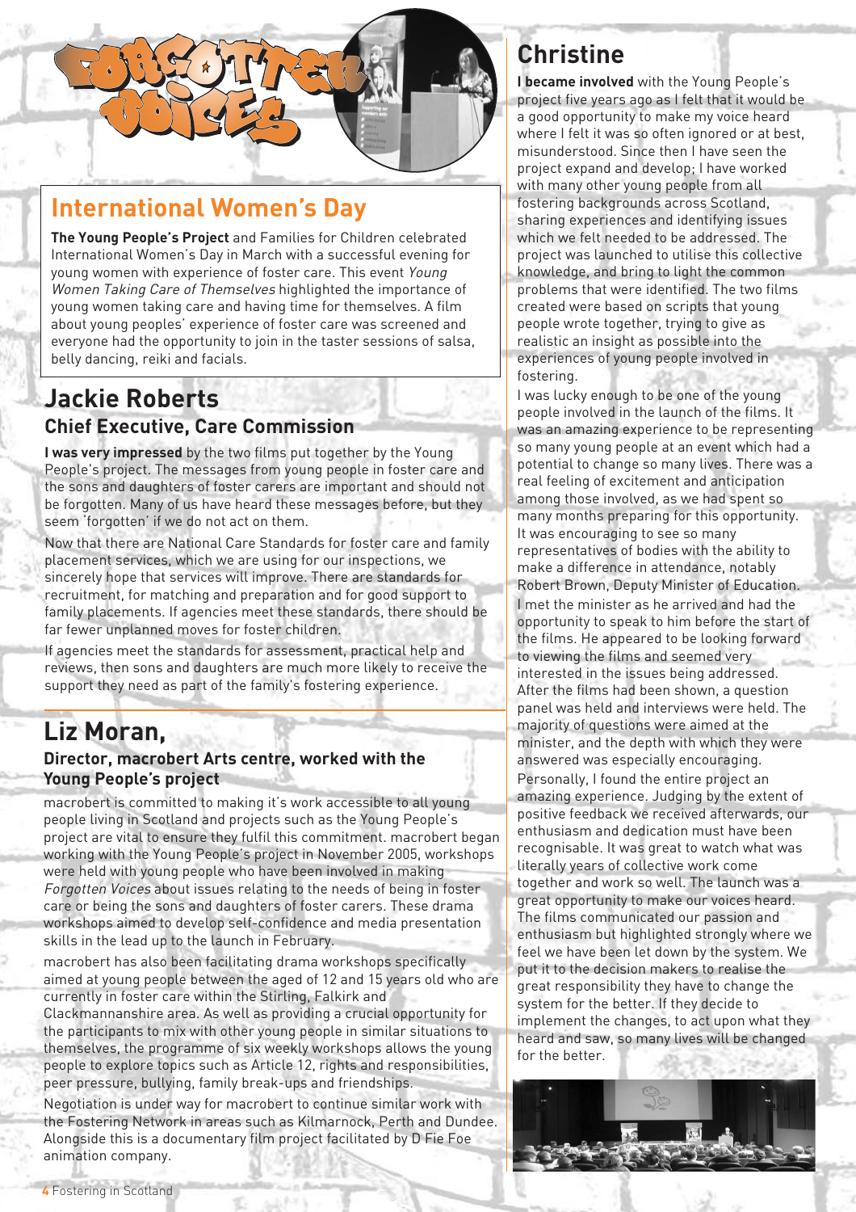# Forgotten Voices

## International Women's Day

**The Young People's Project** and Families for Children celebrated International Women's Day in March with a successful evening for young women with experience of foster care. This event *Young Women Taking Care of Themselves* highlighted the importance of young women taking care and having time for themselves. A film about young peoples' experience of foster care was screened and everyone had the opportunity to join in the taster sessions of salsa, belly dancing, reiki and facials.

## Jackie Roberts

### Chief Executive, Care Commission

**I was very impressed** by the two films put together by the Young People's project. The messages from young people in foster care and the sons and daughters of foster carers are important and should not be forgotten. Many of us have heard these messages before, but they seem 'forgotten' if we do not act on them.

Now that there are National Care Standards for foster care and family placement services, which we are using for our inspections, we sincerely hope that services will improve. There are standards for recruitment, for matching and preparation and for good support to family placements. If agencies meet these standards, there should be far fewer unplanned moves for foster children.

If agencies meet the standards for assessment, practical help and reviews, then sons and daughters are much more likely to receive the support they need as part of the family's fostering experience.

## Liz Moran,

### Director, macrobert Arts centre, worked with the Young People's project

macrobert is committed to making it's work accessible to all young people living in Scotland and projects such as the Young People's project are vital to ensure they fulfil this commitment. macrobert began working with the Young People's project in November 2005, workshops were held with young people who have been involved in making *Forgotten Voices* about issues relating to the needs of being in foster care or being the sons and daughters of foster carers. These drama workshops aimed to develop self-confidence and media presentation skills in the lead up to the launch in February.

macrobert has also been facilitating drama workshops specifically aimed at young people between the aged of 12 and 15 years old who are currently in foster care within the Stirling, Falkirk and Clackmannanshire area. As well as providing a crucial opportunity for the participants to mix with other young people in similar situations to themselves, the programme of six weekly workshops allows the young people to explore topics such as Article 12, rights and responsibilities, peer pressure, bullying, family break-ups and friendships.

Negotiation is under way for macrobert to continue similar work with the Fostering Network in areas such as Kilmarnock, Perth and Dundee. Alongside this is a documentary film project facilitated by D Fie Foe animation company.

## Christine

**I became involved** with the Young People's project five years ago as I felt that it would be a good opportunity to make my voice heard where I felt it was so often ignored or at best, misunderstood. Since then I have seen the project expand and develop; I have worked with many other young people from all fostering backgrounds across Scotland, sharing experiences and identifying issues which we felt needed to be addressed. The project was launched to utilise this collective knowledge, and bring to light the common problems that were identified. The two films created were based on scripts that young people wrote together, trying to give as realistic an insight as possible into the experiences of young people involved in fostering.

I was lucky enough to be one of the young people involved in the launch of the films. It was an amazing experience to be representing so many young people at an event which had a potential to change so many lives. There was a real feeling of excitement and anticipation among those involved, as we had spent so many months preparing for this opportunity. It was encouraging to see so many representatives of bodies with the ability to make a difference in attendance, notably Robert Brown, Deputy Minister of Education.

I met the minister as he arrived and had the opportunity to speak to him before the start of the films. He appeared to be looking forward to viewing the films and seemed very interested in the issues being addressed. After the films had been shown, a question panel was held and interviews were held. The majority of questions were aimed at the minister, and the depth with which they were answered was especially encouraging.

Personally, I found the entire project an amazing experience. Judging by the extent of positive feedback we received afterwards, our enthusiasm and dedication must have been recognisable. It was great to watch what was literally years of collective work come together and work so well. The launch was a great opportunity to make our voices heard. The films communicated our passion and enthusiasm but highlighted strongly where we feel we have been let down by the system. We put it to the decision makers to realise the great responsibility they have to change the system for the better. If they decide to implement the changes, to act upon what they heard and saw, so many lives will be changed for the better.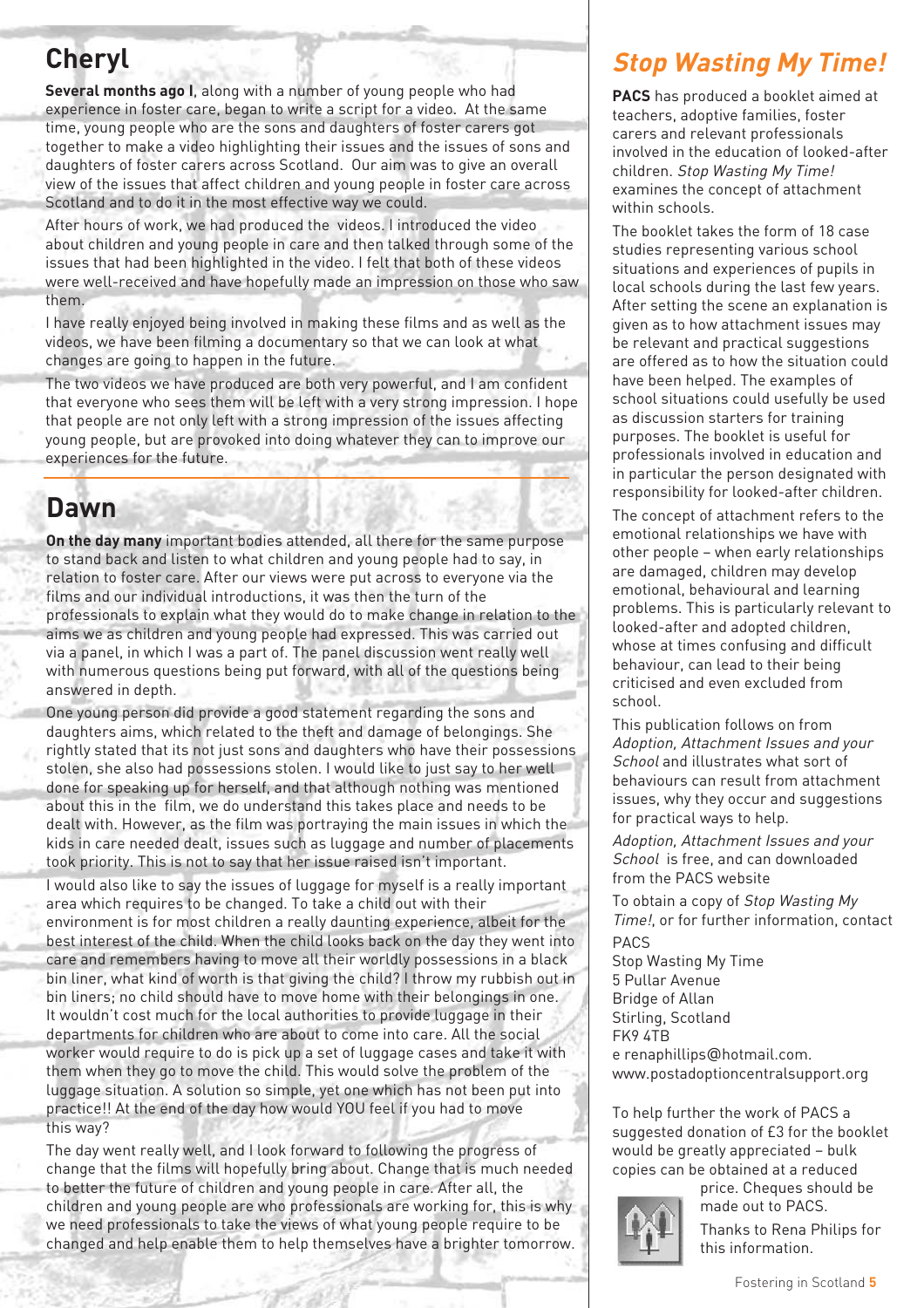## Cheryl

**Several months ago I**, along with a number of young people who had experience in foster care, began to write a script for a video. At the same time, young people who are the sons and daughters of foster carers got together to make a video highlighting their issues and the issues of sons and daughters of foster carers across Scotland. Our aim was to give an overall view of the issues that affect children and young people in foster care across Scotland and to do it in the most effective way we could.

After hours of work, we had produced the videos. I introduced the video about children and young people in care and then talked through some of the issues that had been highlighted in the video. I felt that both of these videos were well-received and have hopefully made an impression on those who saw them.

I have really enjoyed being involved in making these films and as well as the videos, we have been filming a documentary so that we can look at what changes are going to happen in the future.

The two videos we have produced are both very powerful, and I am confident that everyone who sees them will be left with a very strong impression. I hope that people are not only left with a strong impression of the issues affecting young people, but are provoked into doing whatever they can to improve our experiences for the future.

## Dawn

**On the day many** important bodies attended, all there for the same purpose to stand back and listen to what children and young people had to say, in relation to foster care. After our views were put across to everyone via the films and our individual introductions, it was then the turn of the professionals to explain what they would do to make change in relation to the aims we as children and young people had expressed. This was carried out via a panel, in which I was a part of. The panel discussion went really well with numerous questions being put forward, with all of the questions being answered in depth.

One young person did provide a good statement regarding the sons and daughters aims, which related to the theft and damage of belongings. She rightly stated that its not just sons and daughters who have their possessions stolen, she also had possessions stolen. I would like to just say to her well done for speaking up for herself, and that although nothing was mentioned about this in the film, we do understand this takes place and needs to be dealt with. However, as the film was portraying the main issues in which the kids in care needed dealt, issues such as luggage and number of placements took priority. This is not to say that her issue raised isn't important.

I would also like to say the issues of luggage for myself is a really important area which requires to be changed. To take a child out with their environment is for most children a really daunting experience, albeit for the best interest of the child. When the child looks back on the day they went into care and remembers having to move all their worldly possessions in a black bin liner, what kind of worth is that giving the child? I throw my rubbish out in bin liners; no child should have to move home with their belongings in one. It wouldn't cost much for the local authorities to provide luggage in their departments for children who are about to come into care. All the social worker would require to do is pick up a set of luggage cases and take it with them when they go to move the child. This would solve the problem of the luggage situation. A solution so simple, yet one which has not been put into practice!! At the end of the day how would YOU feel if you had to move this way?

The day went really well, and I look forward to following the progress of change that the films will hopefully bring about. Change that is much needed to better the future of children and young people in care. After all, the children and young people are who professionals are working for, this is why we need professionals to take the views of what young people require to be changed and help enable them to help themselves have a brighter tomorrow.

## *Stop Wasting My Time!*

**PACS** has produced a booklet aimed at teachers, adoptive families, foster carers and relevant professionals involved in the education of looked-after children. *Stop Wasting My Time!* examines the concept of attachment within schools.

The booklet takes the form of 18 case studies representing various school situations and experiences of pupils in local schools during the last few years. After setting the scene an explanation is given as to how attachment issues may be relevant and practical suggestions are offered as to how the situation could have been helped. The examples of school situations could usefully be used as discussion starters for training purposes. The booklet is useful for professionals involved in education and in particular the person designated with responsibility for looked-after children.

The concept of attachment refers to the emotional relationships we have with other people – when early relationships are damaged, children may develop emotional, behavioural and learning problems. This is particularly relevant to looked-after and adopted children, whose at times confusing and difficult behaviour, can lead to their being criticised and even excluded from school.

This publication follows on from *Adoption, Attachment Issues and your School* and illustrates what sort of behaviours can result from attachment issues, why they occur and suggestions for practical ways to help.

*Adoption, Attachment Issues and your School* is free, and can downloaded from the PACS website

To obtain a copy of *Stop Wasting My Time!*, or for further information, contact

PACS  
Stop Wasting My Time  
5 Pullar Avenue  
Bridge of Allan  
Stirling, Scotland  
FK9 4TB  
e renaphillips@hotmail.com.  
www.postadoptioncentralsupport.org

To help further the work of PACS a suggested donation of £3 for the booklet would be greatly appreciated – bulk copies can be obtained at a reduced price. Cheques should be made out to PACS.

Thanks to Rena Philips for this information.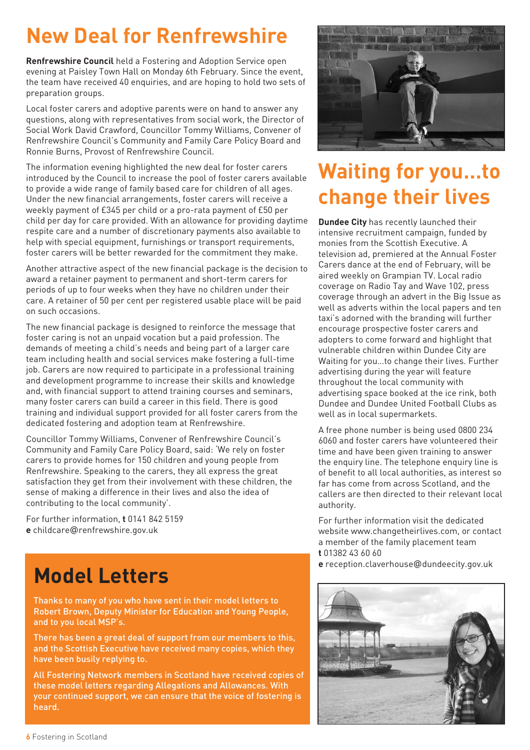# New Deal for Renfrewshire

**Renfrewshire Council** held a Fostering and Adoption Service open evening at Paisley Town Hall on Monday 6th February. Since the event, the team have received 40 enquiries, and are hoping to hold two sets of preparation groups.

Local foster carers and adoptive parents were on hand to answer any questions, along with representatives from social work, the Director of Social Work David Crawford, Councillor Tommy Williams, Convener of Renfrewshire Council's Community and Family Care Policy Board and Ronnie Burns, Provost of Renfrewshire Council.

The information evening highlighted the new deal for foster carers introduced by the Council to increase the pool of foster carers available to provide a wide range of family based care for children of all ages. Under the new financial arrangements, foster carers will receive a weekly payment of £345 per child or a pro-rata payment of £50 per child per day for care provided. With an allowance for providing daytime respite care and a number of discretionary payments also available to help with special equipment, furnishings or transport requirements, foster carers will be better rewarded for the commitment they make.

Another attractive aspect of the new financial package is the decision to award a retainer payment to permanent and short-term carers for periods of up to four weeks when they have no children under their care. A retainer of 50 per cent per registered usable place will be paid on such occasions.

The new financial package is designed to reinforce the message that foster caring is not an unpaid vocation but a paid profession. The demands of meeting a child's needs and being part of a larger care team including health and social services make fostering a full-time job. Carers are now required to participate in a professional training and development programme to increase their skills and knowledge and, with financial support to attend training courses and seminars, many foster carers can build a career in this field. There is good training and individual support provided for all foster carers from the dedicated fostering and adoption team at Renfrewshire.

Councillor Tommy Williams, Convener of Renfrewshire Council's Community and Family Care Policy Board, said: 'We rely on foster carers to provide homes for 150 children and young people from Renfrewshire. Speaking to the carers, they all express the great satisfaction they get from their involvement with these children, the sense of making a difference in their lives and also the idea of contributing to the local community'.

For further information, **t** 0141 842 5159
**e** childcare@renfrewshire.gov.uk

# Model Letters

Thanks to many of you who have sent in their model letters to Robert Brown, Deputy Minister for Education and Young People, and to you local MSP's.

There has been a great deal of support from our members to this, and the Scottish Executive have received many copies, which they have been busily replying to.

All Fostering Network members in Scotland have received copies of these model letters regarding Allegations and Allowances. With your continued support, we can ensure that the voice of fostering is heard.

# Waiting for you...to change their lives

**Dundee City** has recently launched their intensive recruitment campaign, funded by monies from the Scottish Executive. A television ad, premiered at the Annual Foster Carers dance at the end of February, will be aired weekly on Grampian TV. Local radio coverage on Radio Tay and Wave 102, press coverage through an advert in the Big Issue as well as adverts within the local papers and ten taxi's adorned with the branding will further encourage prospective foster carers and adopters to come forward and highlight that vulnerable children within Dundee City are Waiting for you...to change their lives. Further advertising during the year will feature throughout the local community with advertising space booked at the ice rink, both Dundee and Dundee United Football Clubs as well as in local supermarkets.

A free phone number is being used 0800 234 6060 and foster carers have volunteered their time and have been given training to answer the enquiry line. The telephone enquiry line is of benefit to all local authorities, as interest so far has come from across Scotland, and the callers are then directed to their relevant local authority.

For further information visit the dedicated website www.changetheirlives.com, or contact a member of the family placement team
**t** 01382 43 60 60
**e** reception.claverhouse@dundeecity.gov.uk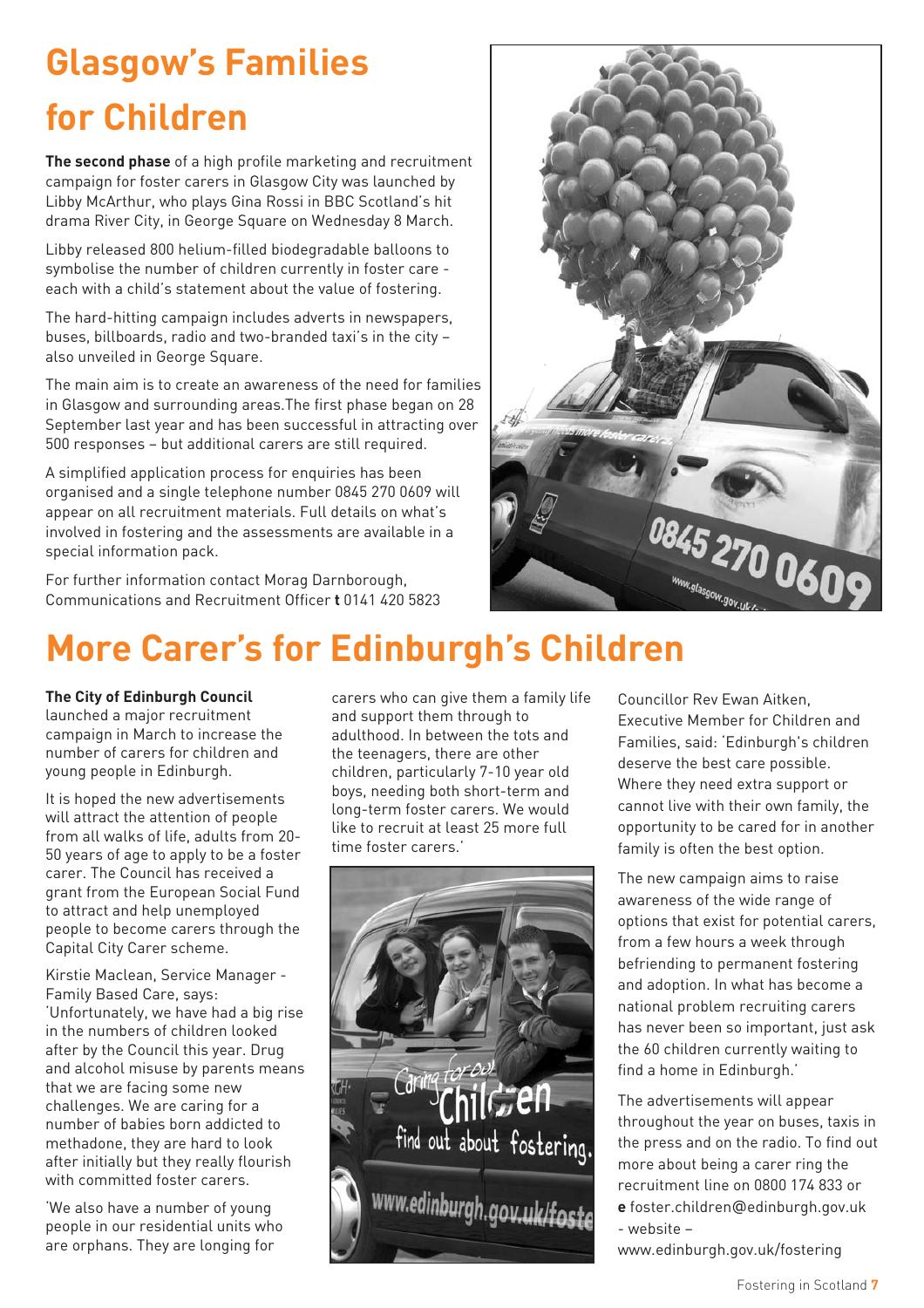# Glasgow's Families for Children

**The second phase** of a high profile marketing and recruitment campaign for foster carers in Glasgow City was launched by Libby McArthur, who plays Gina Rossi in BBC Scotland's hit drama River City, in George Square on Wednesday 8 March.

Libby released 800 helium-filled biodegradable balloons to symbolise the number of children currently in foster care - each with a child's statement about the value of fostering.

The hard-hitting campaign includes adverts in newspapers, buses, billboards, radio and two-branded taxi's in the city – also unveiled in George Square.

The main aim is to create an awareness of the need for families in Glasgow and surrounding areas.The first phase began on 28 September last year and has been successful in attracting over 500 responses – but additional carers are still required.

A simplified application process for enquiries has been organised and a single telephone number 0845 270 0609 will appear on all recruitment materials. Full details on what's involved in fostering and the assessments are available in a special information pack.

For further information contact Morag Darnborough, Communications and Recruitment Officer **t** 0141 420 5823

# More Carer's for Edinburgh's Children

**The City of Edinburgh Council** launched a major recruitment campaign in March to increase the number of carers for children and young people in Edinburgh.

It is hoped the new advertisements will attract the attention of people from all walks of life, adults from 20-50 years of age to apply to be a foster carer. The Council has received a grant from the European Social Fund to attract and help unemployed people to become carers through the Capital City Carer scheme.

Kirstie Maclean, Service Manager - Family Based Care, says: 'Unfortunately, we have had a big rise in the numbers of children looked after by the Council this year. Drug and alcohol misuse by parents means that we are facing some new challenges. We are caring for a number of babies born addicted to methadone, they are hard to look after initially but they really flourish with committed foster carers.

'We also have a number of young people in our residential units who are orphans. They are longing for carers who can give them a family life and support them through to adulthood. In between the tots and the teenagers, there are other children, particularly 7-10 year old boys, needing both short-term and long-term foster carers. We would like to recruit at least 25 more full time foster carers.'

Councillor Rev Ewan Aitken, Executive Member for Children and Families, said: 'Edinburgh's children deserve the best care possible. Where they need extra support or cannot live with their own family, the opportunity to be cared for in another family is often the best option.

The new campaign aims to raise awareness of the wide range of options that exist for potential carers, from a few hours a week through befriending to permanent fostering and adoption. In what has become a national problem recruiting carers has never been so important, just ask the 60 children currently waiting to find a home in Edinburgh.'

The advertisements will appear throughout the year on buses, taxis in the press and on the radio. To find out more about being a carer ring the recruitment line on 0800 174 833 or **e** foster.children@edinburgh.gov.uk - website – www.edinburgh.gov.uk/fostering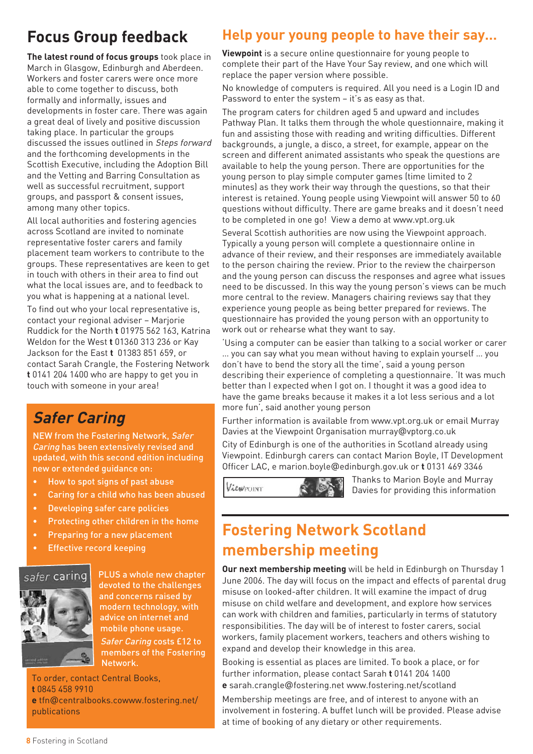# Focus Group feedback

**The latest round of focus groups** took place in March in Glasgow, Edinburgh and Aberdeen. Workers and foster carers were once more able to come together to discuss, both formally and informally, issues and developments in foster care. There was again a great deal of lively and positive discussion taking place. In particular the groups discussed the issues outlined in *Steps forward* and the forthcoming developments in the Scottish Executive, including the Adoption Bill and the Vetting and Barring Consultation as well as successful recruitment, support groups, and passport & consent issues, among many other topics.

All local authorities and fostering agencies across Scotland are invited to nominate representative foster carers and family placement team workers to contribute to the groups. These representatives are keen to get in touch with others in their area to find out what the local issues are, and to feedback to you what is happening at a national level.

To find out who your local representative is, contact your regional adviser – Marjorie Ruddick for the North **t** 01975 562 163, Katrina Weldon for the West **t** 01360 313 236 or Kay Jackson for the East **t** 01383 851 659, or contact Sarah Crangle, the Fostering Network **t** 0141 204 1400 who are happy to get you in touch with someone in your area!

## *Safer Caring*

NEW from the Fostering Network, *Safer Caring* has been extensively revised and updated, with this second edition including new or extended guidance on:

- How to spot signs of past abuse
- Caring for a child who has been abused
- Developing safer care policies
- Protecting other children in the home
- Preparing for a new placement
- Effective record keeping

PLUS a whole new chapter devoted to the challenges and concerns raised by modern technology, with advice on internet and mobile phone usage.

*Safer Caring* costs £12 to members of the Fostering Network.

To order, contact Central Books,
**t** 0845 458 9910
**e** tfn@centralbooks.cowww.fostering.net/publications

# Help your young people to have their say...

**Viewpoint** is a secure online questionnaire for young people to complete their part of the Have Your Say review, and one which will replace the paper version where possible.

No knowledge of computers is required. All you need is a Login ID and Password to enter the system – it's as easy as that.

The program caters for children aged 5 and upward and includes Pathway Plan. It talks them through the whole questionnaire, making it fun and assisting those with reading and writing difficulties. Different backgrounds, a jungle, a disco, a street, for example, appear on the screen and different animated assistants who speak the questions are available to help the young person. There are opportunities for the young person to play simple computer games (time limited to 2 minutes) as they work their way through the questions, so that their interest is retained. Young people using Viewpoint will answer 50 to 60 questions without difficulty. There are game breaks and it doesn't need to be completed in one go! View a demo at www.vpt.org.uk

Several Scottish authorities are now using the Viewpoint approach. Typically a young person will complete a questionnaire online in advance of their review, and their responses are immediately available to the person chairing the review. Prior to the review the chairperson and the young person can discuss the responses and agree what issues need to be discussed. In this way the young person's views can be much more central to the review. Managers chairing reviews say that they experience young people as being better prepared for reviews. The questionnaire has provided the young person with an opportunity to work out or rehearse what they want to say.

'Using a computer can be easier than talking to a social worker or carer ... you can say what you mean without having to explain yourself ... you don't have to bend the story all the time', said a young person describing their experience of completing a questionnaire. 'It was much better than I expected when I got on. I thought it was a good idea to have the game breaks because it makes it a lot less serious and a lot more fun', said another young person

Further information is available from www.vpt.org.uk or email Murray Davies at the Viewpoint Organisation murray@vptorg.co.uk

City of Edinburgh is one of the authorities in Scotland already using Viewpoint. Edinburgh carers can contact Marion Boyle, IT Development Officer LAC, e marion.boyle@edinburgh.gov.uk or **t** 0131 469 3346

Thanks to Marion Boyle and Murray Davies for providing this information

# Fostering Network Scotland membership meeting

**Our next membership meeting** will be held in Edinburgh on Thursday 1 June 2006. The day will focus on the impact and effects of parental drug misuse on looked-after children. It will examine the impact of drug misuse on child welfare and development, and explore how services can work with children and families, particularly in terms of statutory responsibilities. The day will be of interest to foster carers, social workers, family placement workers, teachers and others wishing to expand and develop their knowledge in this area.

Booking is essential as places are limited. To book a place, or for further information, please contact Sarah **t** 0141 204 1400
**e** sarah.crangle@fostering.net www.fostering.net/scotland

Membership meetings are free, and of interest to anyone with an involvement in fostering. A buffet lunch will be provided. Please advise at time of booking of any dietary or other requirements.